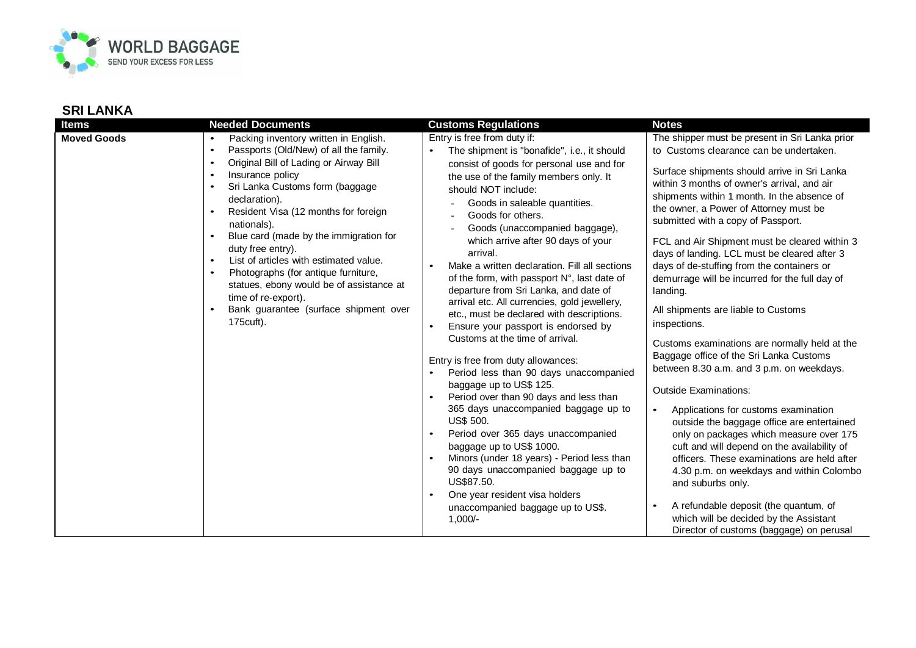## SRI LANKA

| Items | Needed Documents | Customs Regulations | Notes |
|---|---|---|---|
| **Moved Goods** | • Packing inventory written in English.<br>• Passports (Old/New) of all the family.<br>• Original Bill of Lading or Airway Bill<br>• Insurance policy<br>• Sri Lanka Customs form (baggage declaration).<br>• Resident Visa (12 months for foreign nationals).<br>• Blue card (made by the immigration for duty free entry).<br>• List of articles with estimated value.<br>• Photographs (for antique furniture, statues, ebony would be of assistance at time of re-export).<br>• Bank guarantee (surface shipment over 175cuft). | Entry is free from duty if:<br>• The shipment is "bonafide", i.e., it should consist of goods for personal use and for the use of the family members only. It should NOT include:<br>- Goods in saleable quantities.<br>- Goods for others.<br>- Goods (unaccompanied baggage), which arrive after 90 days of your arrival.<br>• Make a written declaration. Fill all sections of the form, with passport N°, last date of departure from Sri Lanka, and date of arrival etc. All currencies, gold jewellery, etc., must be declared with descriptions.<br>• Ensure your passport is endorsed by Customs at the time of arrival.<br><br>Entry is free from duty allowances:<br>• Period less than 90 days unaccompanied baggage up to US$ 125.<br>• Period over than 90 days and less than 365 days unaccompanied baggage up to US$ 500.<br>• Period over 365 days unaccompanied baggage up to US$ 1000.<br>• Minors (under 18 years) - Period less than 90 days unaccompanied baggage up to US$87.50.<br>• One year resident visa holders unaccompanied baggage up to US$. 1,000/- | The shipper must be present in Sri Lanka prior to Customs clearance can be undertaken.<br><br>Surface shipments should arrive in Sri Lanka within 3 months of owner's arrival, and air shipments within 1 month. In the absence of the owner, a Power of Attorney must be submitted with a copy of Passport.<br><br>FCL and Air Shipment must be cleared within 3 days of landing. LCL must be cleared after 3 days of de-stuffing from the containers or demurrage will be incurred for the full day of landing.<br><br>All shipments are liable to Customs inspections.<br><br>Customs examinations are normally held at the Baggage office of the Sri Lanka Customs between 8.30 a.m. and 3 p.m. on weekdays.<br><br>Outside Examinations:<br>• Applications for customs examination outside the baggage office are entertained only on packages which measure over 175 cuft and will depend on the availability of officers. These examinations are held after 4.30 p.m. on weekdays and within Colombo and suburbs only.<br>• A refundable deposit (the quantum, of which will be decided by the Assistant Director of customs (baggage) on perusal |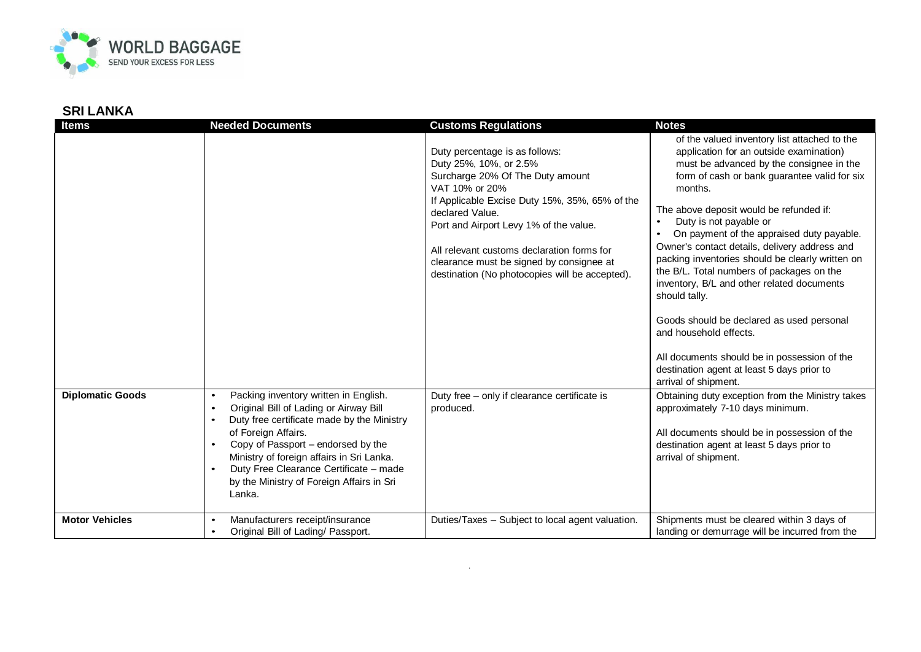## SRI LANKA

| Items | Needed Documents | Customs Regulations | Notes |
|---|---|---|---|
| | | Duty percentage is as follows:<br>Duty 25%, 10%, or 2.5%<br>Surcharge 20% Of The Duty amount<br>VAT 10% or 20%<br>If Applicable Excise Duty 15%, 35%, 65% of the declared Value.<br>Port and Airport Levy 1% of the value.<br><br>All relevant customs declaration forms for clearance must be signed by consignee at destination (No photocopies will be accepted). | of the valued inventory list attached to the application for an outside examination) must be advanced by the consignee in the form of cash or bank guarantee valid for six months.<br><br>The above deposit would be refunded if:<br>• Duty is not payable or<br>• On payment of the appraised duty payable.<br>Owner's contact details, delivery address and packing inventories should be clearly written on the B/L. Total numbers of packages on the inventory, B/L and other related documents should tally.<br><br>Goods should be declared as used personal and household effects.<br><br>All documents should be in possession of the destination agent at least 5 days prior to arrival of shipment. |
| **Diplomatic Goods** | • Packing inventory written in English.<br>• Original Bill of Lading or Airway Bill<br>• Duty free certificate made by the Ministry of Foreign Affairs.<br>• Copy of Passport – endorsed by the Ministry of foreign affairs in Sri Lanka.<br>• Duty Free Clearance Certificate – made by the Ministry of Foreign Affairs in Sri Lanka. | Duty free – only if clearance certificate is produced. | Obtaining duty exception from the Ministry takes approximately 7-10 days minimum.<br><br>All documents should be in possession of the destination agent at least 5 days prior to arrival of shipment. |
| **Motor Vehicles** | • Manufacturers receipt/insurance<br>• Original Bill of Lading/ Passport. | Duties/Taxes – Subject to local agent valuation. | Shipments must be cleared within 3 days of landing or demurrage will be incurred from the |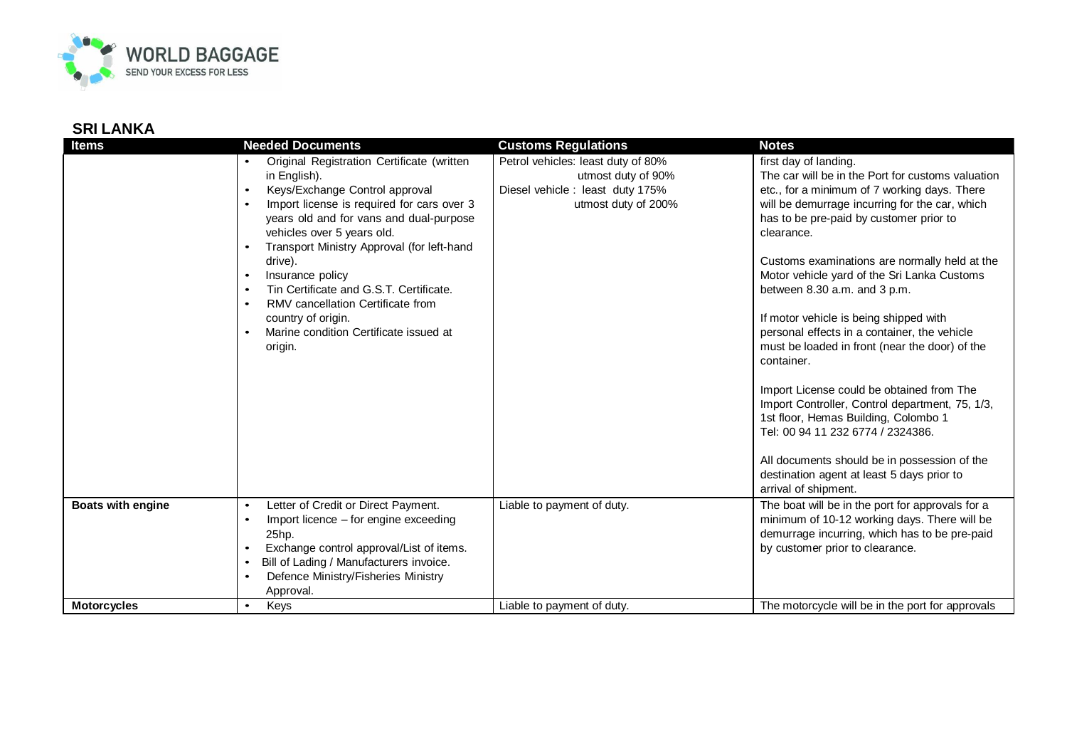## SRI LANKA

| Items | Needed Documents | Customs Regulations | Notes |
|---|---|---|---|
| | • Original Registration Certificate (written in English).<br>• Keys/Exchange Control approval<br>• Import license is required for cars over 3 years old and for vans and dual-purpose vehicles over 5 years old.<br>• Transport Ministry Approval (for left-hand drive).<br>• Insurance policy<br>• Tin Certificate and G.S.T. Certificate.<br>• RMV cancellation Certificate from country of origin.<br>• Marine condition Certificate issued at origin. | Petrol vehicles: least duty of 80%<br>utmost duty of 90%<br>Diesel vehicle : least duty 175%<br>utmost duty of 200% | first day of landing.<br>The car will be in the Port for customs valuation etc., for a minimum of 7 working days. There will be demurrage incurring for the car, which has to be pre-paid by customer prior to clearance.<br><br>Customs examinations are normally held at the Motor vehicle yard of the Sri Lanka Customs between 8.30 a.m. and 3 p.m.<br><br>If motor vehicle is being shipped with personal effects in a container, the vehicle must be loaded in front (near the door) of the container.<br><br>Import License could be obtained from The Import Controller, Control department, 75, 1/3, 1st floor, Hemas Building, Colombo 1<br>Tel: 00 94 11 232 6774 / 2324386.<br><br>All documents should be in possession of the destination agent at least 5 days prior to arrival of shipment. |
| **Boats with engine** | • Letter of Credit or Direct Payment.<br>• Import licence – for engine exceeding 25hp.<br>• Exchange control approval/List of items.<br>• Bill of Lading / Manufacturers invoice.<br>• Defence Ministry/Fisheries Ministry Approval. | Liable to payment of duty. | The boat will be in the port for approvals for a minimum of 10-12 working days. There will be demurrage incurring, which has to be pre-paid by customer prior to clearance. |
| **Motorcycles** | • Keys | Liable to payment of duty. | The motorcycle will be in the port for approvals |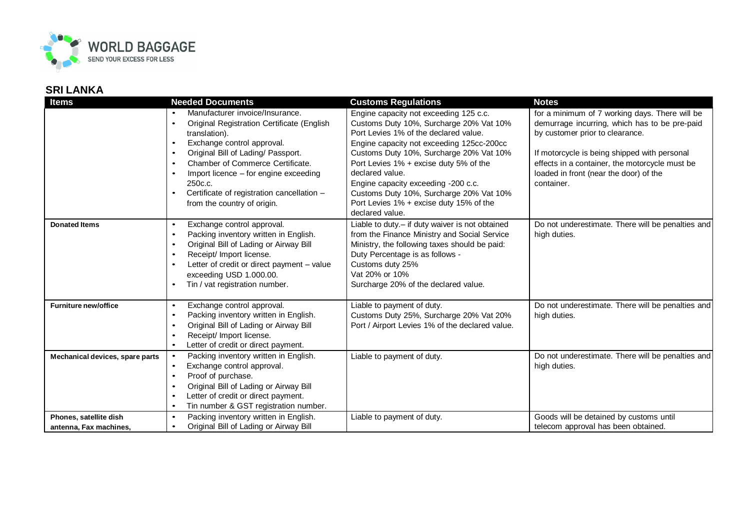## SRI LANKA

| Items | Needed Documents | Customs Regulations | Notes |
|---|---|---|---|
| | • Manufacturer invoice/Insurance.<br>• Original Registration Certificate (English translation).<br>• Exchange control approval.<br>• Original Bill of Lading/ Passport.<br>• Chamber of Commerce Certificate.<br>• Import licence – for engine exceeding 250c.c.<br>• Certificate of registration cancellation – from the country of origin. | Engine capacity not exceeding 125 c.c. Customs Duty 10%, Surcharge 20% Vat 10% Port Levies 1% of the declared value.<br>Engine capacity not exceeding 125cc-200cc Customs Duty 10%, Surcharge 20% Vat 10% Port Levies 1% + excise duty 5% of the declared value.<br>Engine capacity exceeding -200 c.c. Customs Duty 10%, Surcharge 20% Vat 10% Port Levies 1% + excise duty 15% of the declared value. | for a minimum of 7 working days. There will be demurrage incurring, which has to be pre-paid by customer prior to clearance.<br><br>If motorcycle is being shipped with personal effects in a container, the motorcycle must be loaded in front (near the door) of the container. |
| **Donated Items** | • Exchange control approval.<br>• Packing inventory written in English.<br>• Original Bill of Lading or Airway Bill<br>• Receipt/ Import license.<br>• Letter of credit or direct payment – value exceeding USD 1.000.00.<br>• Tin / vat registration number. | Liable to duty.– if duty waiver is not obtained from the Finance Ministry and Social Service Ministry, the following taxes should be paid:<br>Duty Percentage is as follows -<br>Customs duty 25%<br>Vat 20% or 10%<br>Surcharge 20% of the declared value. | Do not underestimate. There will be penalties and high duties. |
| **Furniture new/office** | • Exchange control approval.<br>• Packing inventory written in English.<br>• Original Bill of Lading or Airway Bill<br>• Receipt/ Import license.<br>• Letter of credit or direct payment. | Liable to payment of duty.<br>Customs Duty 25%, Surcharge 20% Vat 20%<br>Port / Airport Levies 1% of the declared value. | Do not underestimate. There will be penalties and high duties. |
| **Mechanical devices, spare parts** | • Packing inventory written in English.<br>• Exchange control approval.<br>• Proof of purchase.<br>• Original Bill of Lading or Airway Bill<br>• Letter of credit or direct payment.<br>• Tin number & GST registration number. | Liable to payment of duty. | Do not underestimate. There will be penalties and high duties. |
| **Phones, satellite dish antenna, Fax machines,** | • Packing inventory written in English.<br>• Original Bill of Lading or Airway Bill | Liable to payment of duty. | Goods will be detained by customs until telecom approval has been obtained. |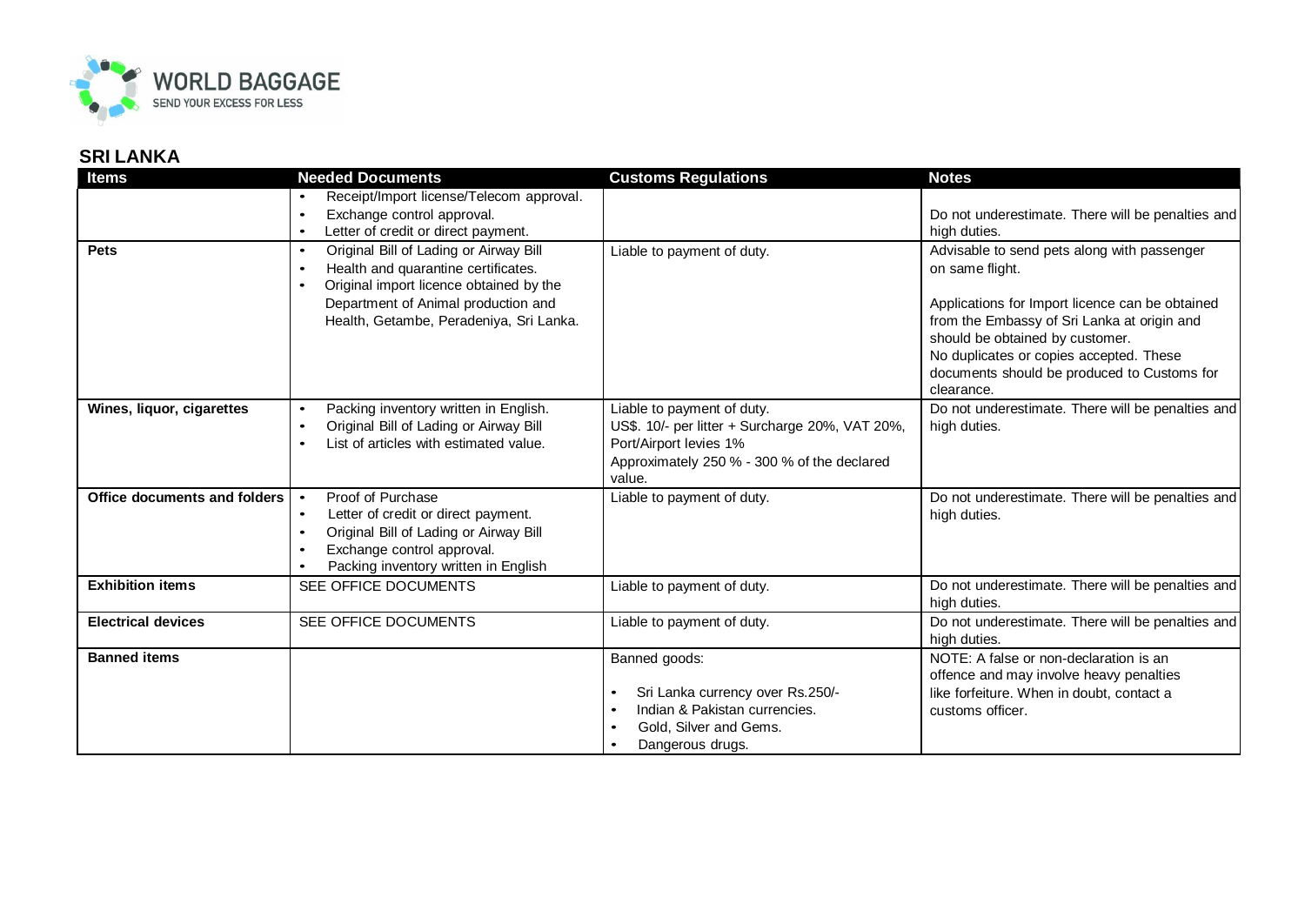## SRI LANKA

| Items | Needed Documents | Customs Regulations | Notes |
|---|---|---|---|
| | • Receipt/Import license/Telecom approval.<br>• Exchange control approval.<br>• Letter of credit or direct payment. | | Do not underestimate. There will be penalties and high duties. |
| **Pets** | • Original Bill of Lading or Airway Bill<br>• Health and quarantine certificates.<br>• Original import licence obtained by the Department of Animal production and Health, Getambe, Peradeniya, Sri Lanka. | Liable to payment of duty. | Advisable to send pets along with passenger on same flight.<br><br>Applications for Import licence can be obtained from the Embassy of Sri Lanka at origin and should be obtained by customer.<br>No duplicates or copies accepted. These documents should be produced to Customs for clearance. |
| **Wines, liquor, cigarettes** | • Packing inventory written in English.<br>• Original Bill of Lading or Airway Bill<br>• List of articles with estimated value. | Liable to payment of duty.<br>US$. 10/- per litter + Surcharge 20%, VAT 20%, Port/Airport levies 1%<br>Approximately 250 % - 300 % of the declared value. | Do not underestimate. There will be penalties and high duties. |
| **Office documents and folders** | • Proof of Purchase<br>• Letter of credit or direct payment.<br>• Original Bill of Lading or Airway Bill<br>• Exchange control approval.<br>• Packing inventory written in English | Liable to payment of duty. | Do not underestimate. There will be penalties and high duties. |
| **Exhibition items** | SEE OFFICE DOCUMENTS | Liable to payment of duty. | Do not underestimate. There will be penalties and high duties. |
| **Electrical devices** | SEE OFFICE DOCUMENTS | Liable to payment of duty. | Do not underestimate. There will be penalties and high duties. |
| **Banned items** | | Banned goods:<br><br>• Sri Lanka currency over Rs.250/-<br>• Indian & Pakistan currencies.<br>• Gold, Silver and Gems.<br>• Dangerous drugs. | NOTE: A false or non-declaration is an offence and may involve heavy penalties like forfeiture. When in doubt, contact a customs officer. |